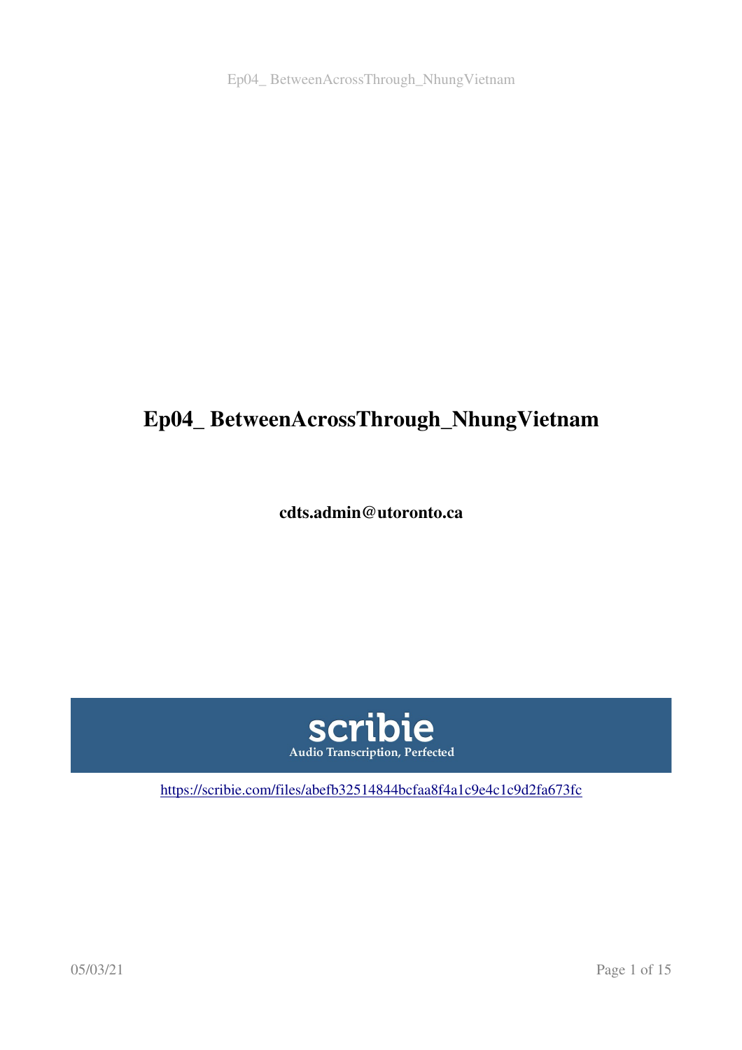# Ep04_ BetweenAcrossThrough_NhungVietnam

**cdts.admin@utoronto.ca**

scribie

Audio Transcription, Perfected

https://scribie.com/files/abefb32514844bcfaa8f4a1c9e4c1c9d2fa673fc

05/03/21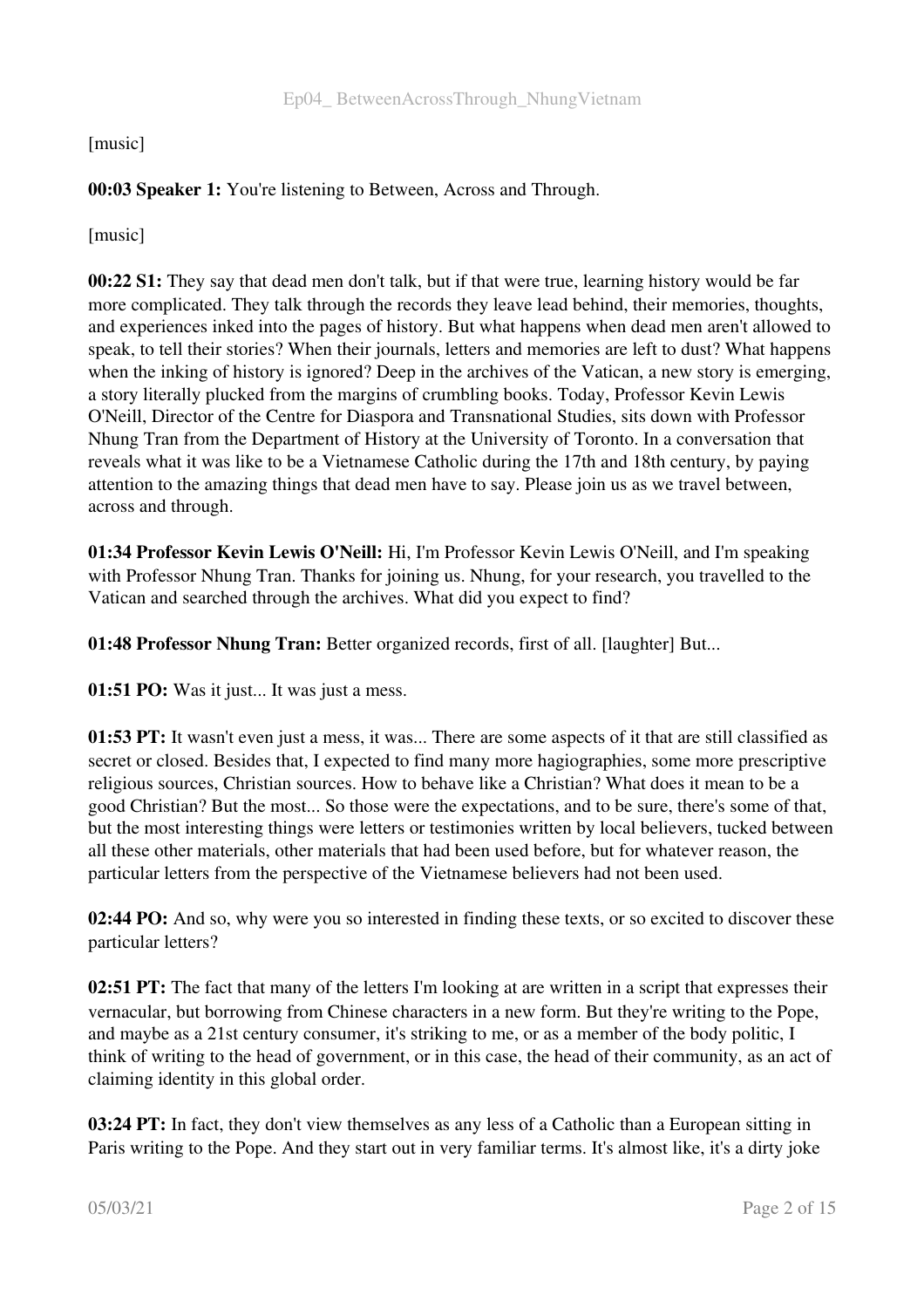[music]

**00:03 Speaker 1:** You're listening to Between, Across and Through.

[music]

**00:22 S1:** They say that dead men don't talk, but if that were true, learning history would be far more complicated. They talk through the records they leave lead behind, their memories, thoughts, and experiences inked into the pages of history. But what happens when dead men aren't allowed to speak, to tell their stories? When their journals, letters and memories are left to dust? What happens when the inking of history is ignored? Deep in the archives of the Vatican, a new story is emerging, a story literally plucked from the margins of crumbling books. Today, Professor Kevin Lewis O'Neill, Director of the Centre for Diaspora and Transnational Studies, sits down with Professor Nhung Tran from the Department of History at the University of Toronto. In a conversation that reveals what it was like to be a Vietnamese Catholic during the 17th and 18th century, by paying attention to the amazing things that dead men have to say. Please join us as we travel between, across and through.

**01:34 Professor Kevin Lewis O'Neill:** Hi, I'm Professor Kevin Lewis O'Neill, and I'm speaking with Professor Nhung Tran. Thanks for joining us. Nhung, for your research, you travelled to the Vatican and searched through the archives. What did you expect to find?

**01:48 Professor Nhung Tran:** Better organized records, first of all. [laughter] But...

**01:51 PO:** Was it just... It was just a mess.

**01:53 PT:** It wasn't even just a mess, it was... There are some aspects of it that are still classified as secret or closed. Besides that, I expected to find many more hagiographies, some more prescriptive religious sources, Christian sources. How to behave like a Christian? What does it mean to be a good Christian? But the most... So those were the expectations, and to be sure, there's some of that, but the most interesting things were letters or testimonies written by local believers, tucked between all these other materials, other materials that had been used before, but for whatever reason, the particular letters from the perspective of the Vietnamese believers had not been used.

**02:44 PO:** And so, why were you so interested in finding these texts, or so excited to discover these particular letters?

**02:51 PT:** The fact that many of the letters I'm looking at are written in a script that expresses their vernacular, but borrowing from Chinese characters in a new form. But they're writing to the Pope, and maybe as a 21st century consumer, it's striking to me, or as a member of the body politic, I think of writing to the head of government, or in this case, the head of their community, as an act of claiming identity in this global order.

**03:24 PT:** In fact, they don't view themselves as any less of a Catholic than a European sitting in Paris writing to the Pope. And they start out in very familiar terms. It's almost like, it's a dirty joke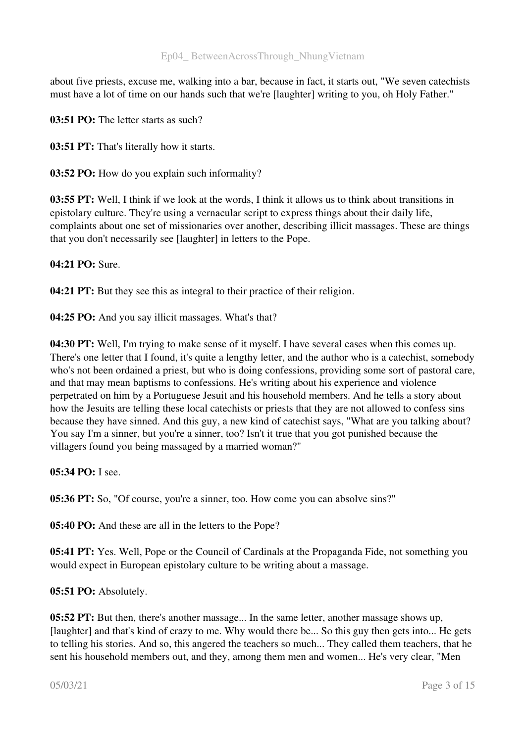about five priests, excuse me, walking into a bar, because in fact, it starts out, "We seven catechists must have a lot of time on our hands such that we're [laughter] writing to you, oh Holy Father."

**03:51 PO:** The letter starts as such?

**03:51 PT:** That's literally how it starts.

**03:52 PO:** How do you explain such informality?

**03:55 PT:** Well, I think if we look at the words, I think it allows us to think about transitions in epistolary culture. They're using a vernacular script to express things about their daily life, complaints about one set of missionaries over another, describing illicit massages. These are things that you don't necessarily see [laughter] in letters to the Pope.

**04:21 PO:** Sure.

**04:21 PT:** But they see this as integral to their practice of their religion.

**04:25 PO:** And you say illicit massages. What's that?

**04:30 PT:** Well, I'm trying to make sense of it myself. I have several cases when this comes up. There's one letter that I found, it's quite a lengthy letter, and the author who is a catechist, somebody who's not been ordained a priest, but who is doing confessions, providing some sort of pastoral care, and that may mean baptisms to confessions. He's writing about his experience and violence perpetrated on him by a Portuguese Jesuit and his household members. And he tells a story about how the Jesuits are telling these local catechists or priests that they are not allowed to confess sins because they have sinned. And this guy, a new kind of catechist says, "What are you talking about? You say I'm a sinner, but you're a sinner, too? Isn't it true that you got punished because the villagers found you being massaged by a married woman?"

**05:34 PO:** I see.

**05:36 PT:** So, "Of course, you're a sinner, too. How come you can absolve sins?"

**05:40 PO:** And these are all in the letters to the Pope?

**05:41 PT:** Yes. Well, Pope or the Council of Cardinals at the Propaganda Fide, not something you would expect in European epistolary culture to be writing about a massage.

**05:51 PO:** Absolutely.

**05:52 PT:** But then, there's another massage... In the same letter, another massage shows up, [laughter] and that's kind of crazy to me. Why would there be... So this guy then gets into... He gets to telling his stories. And so, this angered the teachers so much... They called them teachers, that he sent his household members out, and they, among them men and women... He's very clear, "Men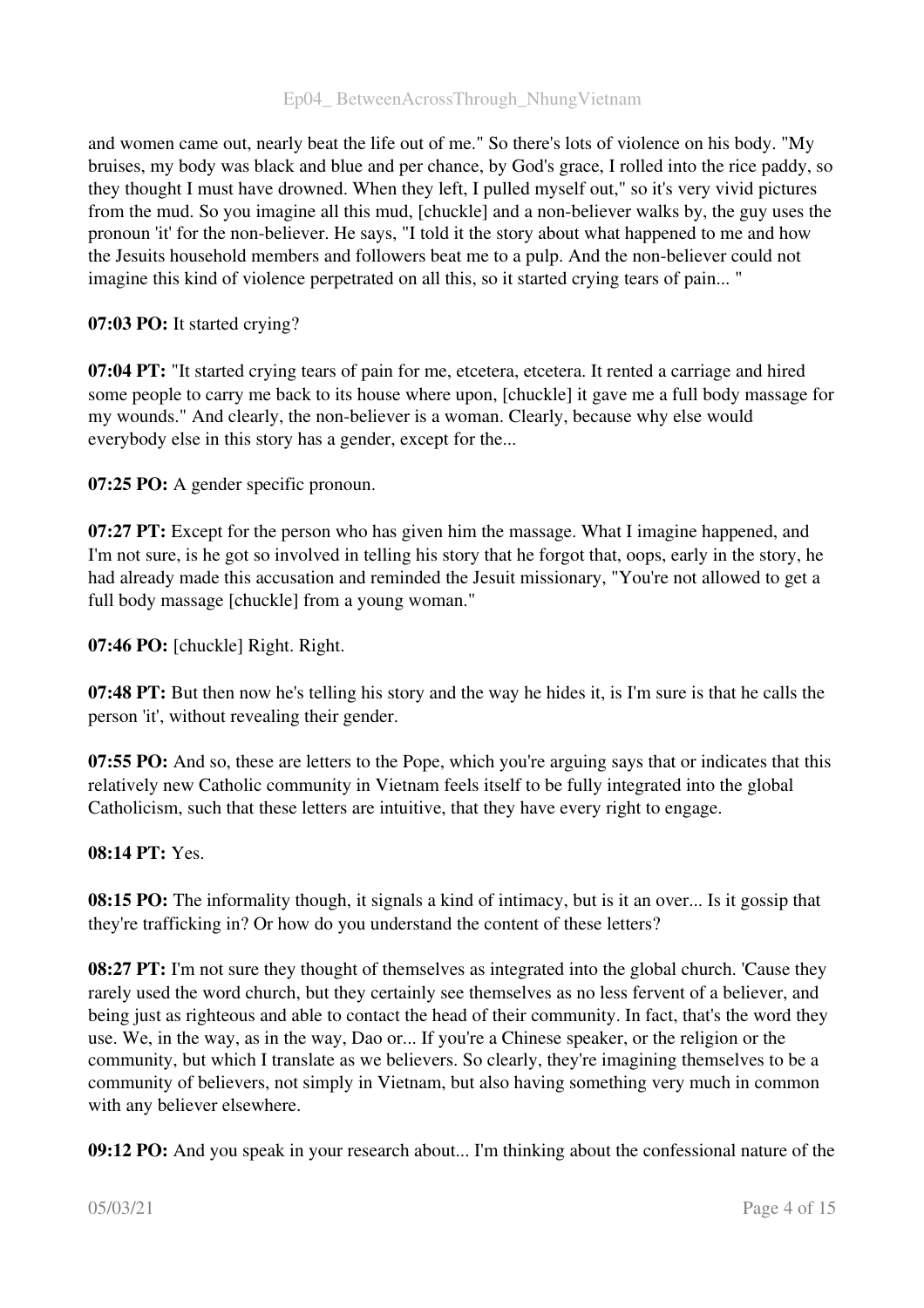and women came out, nearly beat the life out of me." So there's lots of violence on his body. "My bruises, my body was black and blue and per chance, by God's grace, I rolled into the rice paddy, so they thought I must have drowned. When they left, I pulled myself out," so it's very vivid pictures from the mud. So you imagine all this mud, [chuckle] and a non-believer walks by, the guy uses the pronoun 'it' for the non-believer. He says, "I told it the story about what happened to me and how the Jesuits household members and followers beat me to a pulp. And the non-believer could not imagine this kind of violence perpetrated on all this, so it started crying tears of pain... "

**07:03 PO:** It started crying?

**07:04 PT:** "It started crying tears of pain for me, etcetera, etcetera. It rented a carriage and hired some people to carry me back to its house where upon, [chuckle] it gave me a full body massage for my wounds." And clearly, the non-believer is a woman. Clearly, because why else would everybody else in this story has a gender, except for the...

**07:25 PO:** A gender specific pronoun.

**07:27 PT:** Except for the person who has given him the massage. What I imagine happened, and I'm not sure, is he got so involved in telling his story that he forgot that, oops, early in the story, he had already made this accusation and reminded the Jesuit missionary, "You're not allowed to get a full body massage [chuckle] from a young woman."

**07:46 PO:** [chuckle] Right. Right.

**07:48 PT:** But then now he's telling his story and the way he hides it, is I'm sure is that he calls the person 'it', without revealing their gender.

**07:55 PO:** And so, these are letters to the Pope, which you're arguing says that or indicates that this relatively new Catholic community in Vietnam feels itself to be fully integrated into the global Catholicism, such that these letters are intuitive, that they have every right to engage.

**08:14 PT:** Yes.

**08:15 PO:** The informality though, it signals a kind of intimacy, but is it an over... Is it gossip that they're trafficking in? Or how do you understand the content of these letters?

**08:27 PT:** I'm not sure they thought of themselves as integrated into the global church. 'Cause they rarely used the word church, but they certainly see themselves as no less fervent of a believer, and being just as righteous and able to contact the head of their community. In fact, that's the word they use. We, in the way, as in the way, Dao or... If you're a Chinese speaker, or the religion or the community, but which I translate as we believers. So clearly, they're imagining themselves to be a community of believers, not simply in Vietnam, but also having something very much in common with any believer elsewhere.

**09:12 PO:** And you speak in your research about... I'm thinking about the confessional nature of the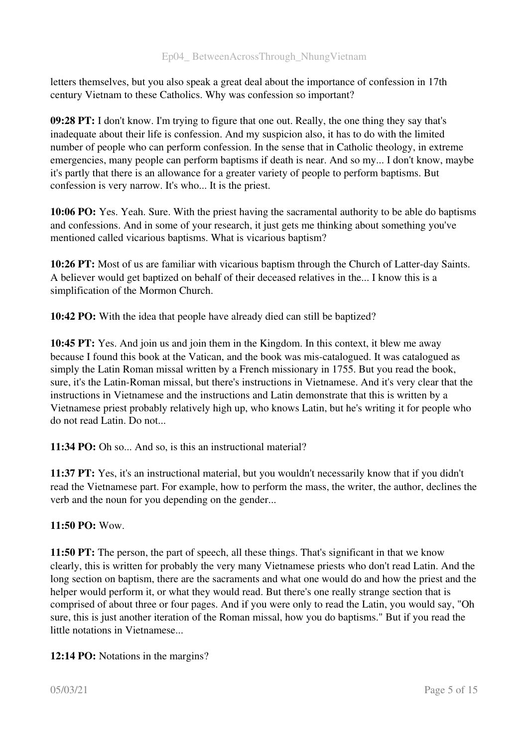letters themselves, but you also speak a great deal about the importance of confession in 17th century Vietnam to these Catholics. Why was confession so important?

**09:28 PT:** I don't know. I'm trying to figure that one out. Really, the one thing they say that's inadequate about their life is confession. And my suspicion also, it has to do with the limited number of people who can perform confession. In the sense that in Catholic theology, in extreme emergencies, many people can perform baptisms if death is near. And so my... I don't know, maybe it's partly that there is an allowance for a greater variety of people to perform baptisms. But confession is very narrow. It's who... It is the priest.

**10:06 PO:** Yes. Yeah. Sure. With the priest having the sacramental authority to be able do baptisms and confessions. And in some of your research, it just gets me thinking about something you've mentioned called vicarious baptisms. What is vicarious baptism?

**10:26 PT:** Most of us are familiar with vicarious baptism through the Church of Latter-day Saints. A believer would get baptized on behalf of their deceased relatives in the... I know this is a simplification of the Mormon Church.

**10:42 PO:** With the idea that people have already died can still be baptized?

**10:45 PT:** Yes. And join us and join them in the Kingdom. In this context, it blew me away because I found this book at the Vatican, and the book was mis-catalogued. It was catalogued as simply the Latin Roman missal written by a French missionary in 1755. But you read the book, sure, it's the Latin-Roman missal, but there's instructions in Vietnamese. And it's very clear that the instructions in Vietnamese and the instructions and Latin demonstrate that this is written by a Vietnamese priest probably relatively high up, who knows Latin, but he's writing it for people who do not read Latin. Do not...

**11:34 PO:** Oh so... And so, is this an instructional material?

**11:37 PT:** Yes, it's an instructional material, but you wouldn't necessarily know that if you didn't read the Vietnamese part. For example, how to perform the mass, the writer, the author, declines the verb and the noun for you depending on the gender...

**11:50 PO:** Wow.

**11:50 PT:** The person, the part of speech, all these things. That's significant in that we know clearly, this is written for probably the very many Vietnamese priests who don't read Latin. And the long section on baptism, there are the sacraments and what one would do and how the priest and the helper would perform it, or what they would read. But there's one really strange section that is comprised of about three or four pages. And if you were only to read the Latin, you would say, "Oh sure, this is just another iteration of the Roman missal, how you do baptisms." But if you read the little notations in Vietnamese...

**12:14 PO:** Notations in the margins?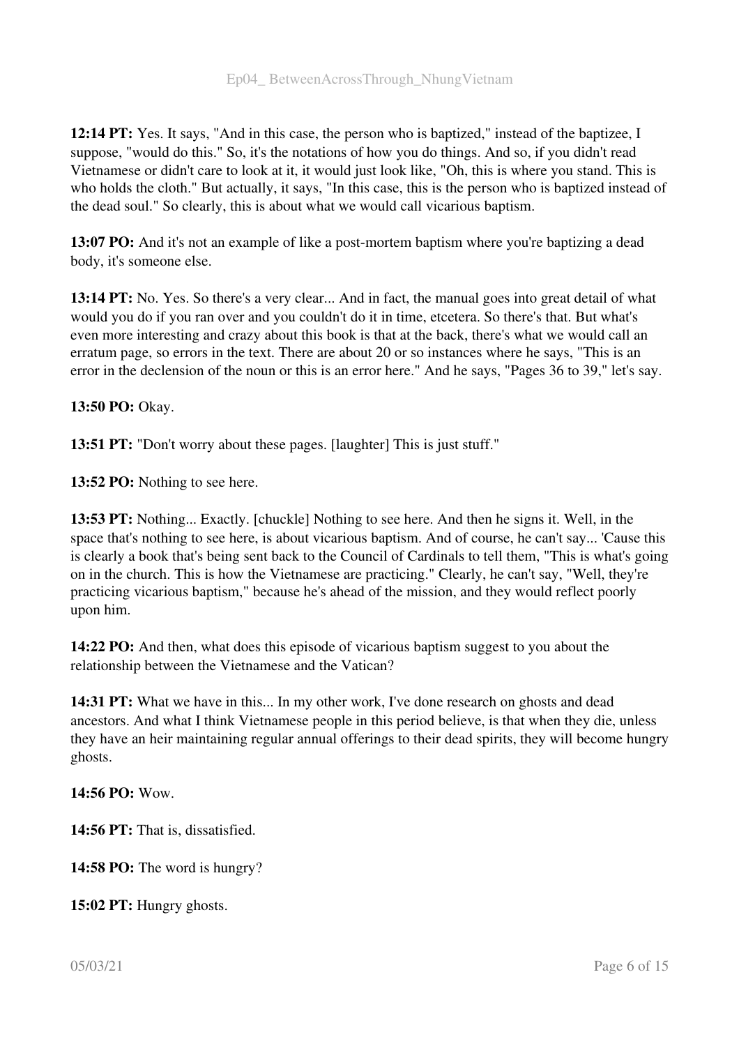**12:14 PT:** Yes. It says, "And in this case, the person who is baptized," instead of the baptizee, I suppose, "would do this." So, it's the notations of how you do things. And so, if you didn't read Vietnamese or didn't care to look at it, it would just look like, "Oh, this is where you stand. This is who holds the cloth." But actually, it says, "In this case, this is the person who is baptized instead of the dead soul." So clearly, this is about what we would call vicarious baptism.

**13:07 PO:** And it's not an example of like a post-mortem baptism where you're baptizing a dead body, it's someone else.

**13:14 PT:** No. Yes. So there's a very clear... And in fact, the manual goes into great detail of what would you do if you ran over and you couldn't do it in time, etcetera. So there's that. But what's even more interesting and crazy about this book is that at the back, there's what we would call an erratum page, so errors in the text. There are about 20 or so instances where he says, "This is an error in the declension of the noun or this is an error here." And he says, "Pages 36 to 39," let's say.

**13:50 PO:** Okay.

**13:51 PT:** "Don't worry about these pages. [laughter] This is just stuff."

**13:52 PO:** Nothing to see here.

**13:53 PT:** Nothing... Exactly. [chuckle] Nothing to see here. And then he signs it. Well, in the space that's nothing to see here, is about vicarious baptism. And of course, he can't say... 'Cause this is clearly a book that's being sent back to the Council of Cardinals to tell them, "This is what's going on in the church. This is how the Vietnamese are practicing." Clearly, he can't say, "Well, they're practicing vicarious baptism," because he's ahead of the mission, and they would reflect poorly upon him.

**14:22 PO:** And then, what does this episode of vicarious baptism suggest to you about the relationship between the Vietnamese and the Vatican?

**14:31 PT:** What we have in this... In my other work, I've done research on ghosts and dead ancestors. And what I think Vietnamese people in this period believe, is that when they die, unless they have an heir maintaining regular annual offerings to their dead spirits, they will become hungry ghosts.

**14:56 PO:** Wow.

**14:56 PT:** That is, dissatisfied.

**14:58 PO:** The word is hungry?

**15:02 PT:** Hungry ghosts.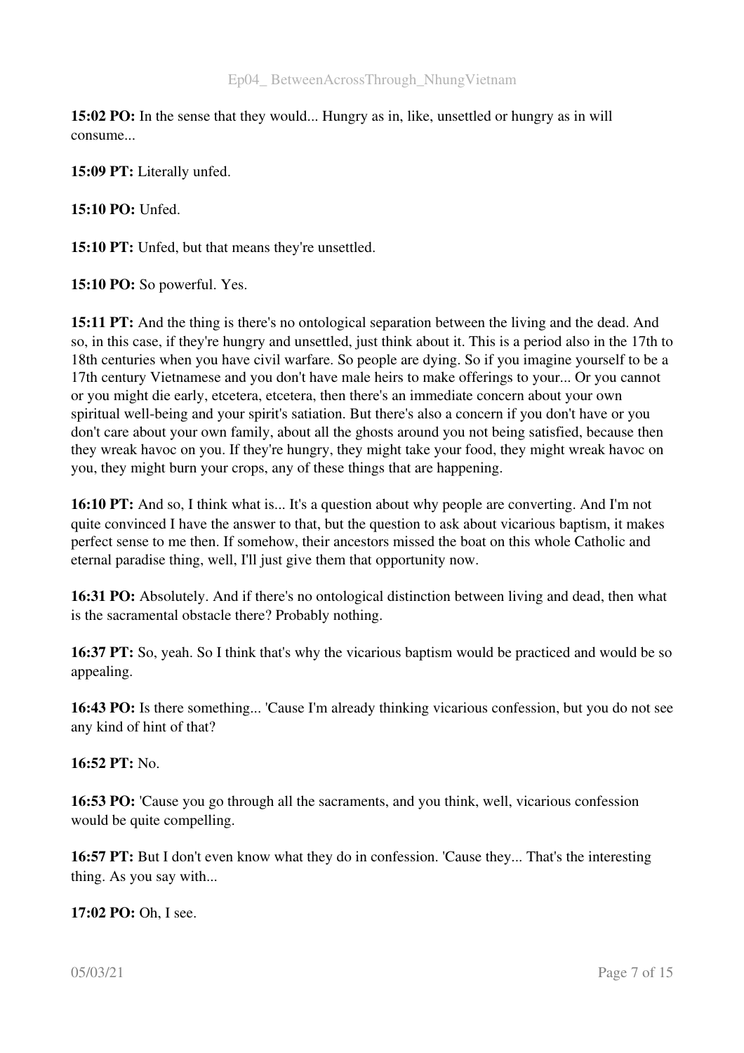**15:02 PO:** In the sense that they would... Hungry as in, like, unsettled or hungry as in will consume...

**15:09 PT:** Literally unfed.

**15:10 PO:** Unfed.

**15:10 PT:** Unfed, but that means they're unsettled.

**15:10 PO:** So powerful. Yes.

**15:11 PT:** And the thing is there's no ontological separation between the living and the dead. And so, in this case, if they're hungry and unsettled, just think about it. This is a period also in the 17th to 18th centuries when you have civil warfare. So people are dying. So if you imagine yourself to be a 17th century Vietnamese and you don't have male heirs to make offerings to your... Or you cannot or you might die early, etcetera, etcetera, then there's an immediate concern about your own spiritual well-being and your spirit's satiation. But there's also a concern if you don't have or you don't care about your own family, about all the ghosts around you not being satisfied, because then they wreak havoc on you. If they're hungry, they might take your food, they might wreak havoc on you, they might burn your crops, any of these things that are happening.

**16:10 PT:** And so, I think what is... It's a question about why people are converting. And I'm not quite convinced I have the answer to that, but the question to ask about vicarious baptism, it makes perfect sense to me then. If somehow, their ancestors missed the boat on this whole Catholic and eternal paradise thing, well, I'll just give them that opportunity now.

**16:31 PO:** Absolutely. And if there's no ontological distinction between living and dead, then what is the sacramental obstacle there? Probably nothing.

**16:37 PT:** So, yeah. So I think that's why the vicarious baptism would be practiced and would be so appealing.

**16:43 PO:** Is there something... 'Cause I'm already thinking vicarious confession, but you do not see any kind of hint of that?

**16:52 PT:** No.

**16:53 PO:** 'Cause you go through all the sacraments, and you think, well, vicarious confession would be quite compelling.

**16:57 PT:** But I don't even know what they do in confession. 'Cause they... That's the interesting thing. As you say with...

**17:02 PO:** Oh, I see.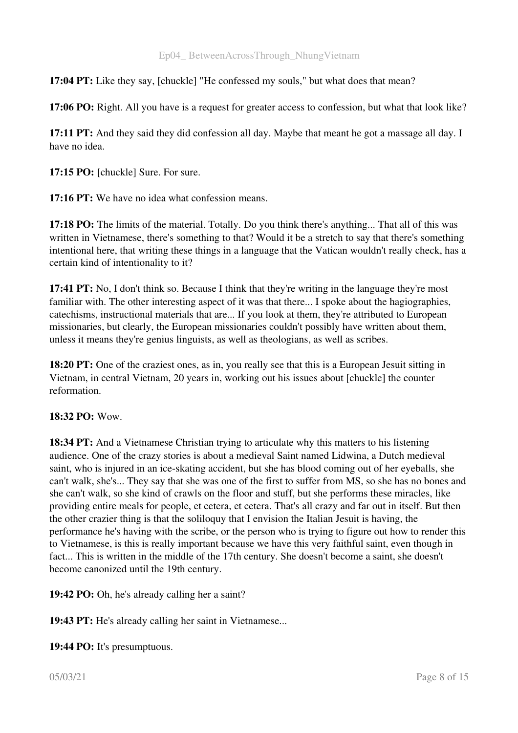**17:04 PT:** Like they say, [chuckle] "He confessed my souls," but what does that mean?

**17:06 PO:** Right. All you have is a request for greater access to confession, but what that look like?

**17:11 PT:** And they said they did confession all day. Maybe that meant he got a massage all day. I have no idea.

**17:15 PO:** [chuckle] Sure. For sure.

**17:16 PT:** We have no idea what confession means.

**17:18 PO:** The limits of the material. Totally. Do you think there's anything... That all of this was written in Vietnamese, there's something to that? Would it be a stretch to say that there's something intentional here, that writing these things in a language that the Vatican wouldn't really check, has a certain kind of intentionality to it?

**17:41 PT:** No, I don't think so. Because I think that they're writing in the language they're most familiar with. The other interesting aspect of it was that there... I spoke about the hagiographies, catechisms, instructional materials that are... If you look at them, they're attributed to European missionaries, but clearly, the European missionaries couldn't possibly have written about them, unless it means they're genius linguists, as well as theologians, as well as scribes.

**18:20 PT:** One of the craziest ones, as in, you really see that this is a European Jesuit sitting in Vietnam, in central Vietnam, 20 years in, working out his issues about [chuckle] the counter reformation.

**18:32 PO:** Wow.

**18:34 PT:** And a Vietnamese Christian trying to articulate why this matters to his listening audience. One of the crazy stories is about a medieval Saint named Lidwina, a Dutch medieval saint, who is injured in an ice-skating accident, but she has blood coming out of her eyeballs, she can't walk, she's... They say that she was one of the first to suffer from MS, so she has no bones and she can't walk, so she kind of crawls on the floor and stuff, but she performs these miracles, like providing entire meals for people, et cetera, et cetera. That's all crazy and far out in itself. But then the other crazier thing is that the soliloquy that I envision the Italian Jesuit is having, the performance he's having with the scribe, or the person who is trying to figure out how to render this to Vietnamese, is this is really important because we have this very faithful saint, even though in fact... This is written in the middle of the 17th century. She doesn't become a saint, she doesn't become canonized until the 19th century.

**19:42 PO:** Oh, he's already calling her a saint?

**19:43 PT:** He's already calling her saint in Vietnamese...

**19:44 PO:** It's presumptuous.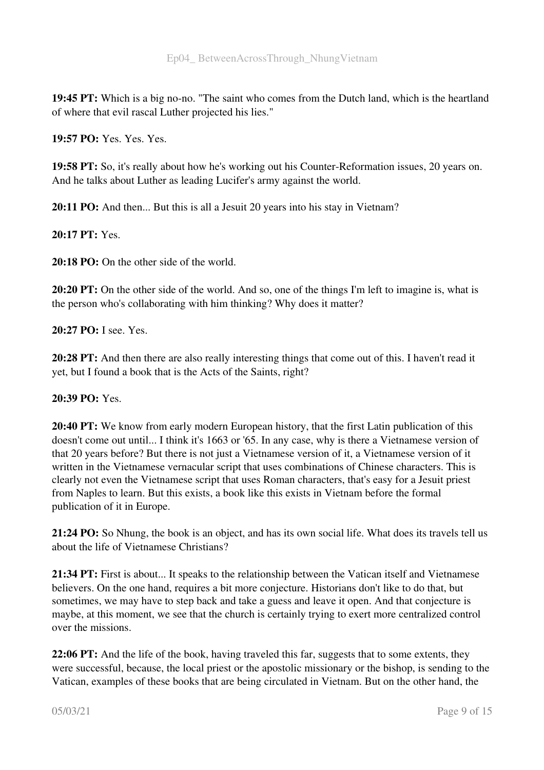**19:45 PT:** Which is a big no-no. "The saint who comes from the Dutch land, which is the heartland of where that evil rascal Luther projected his lies."

**19:57 PO:** Yes. Yes. Yes.

**19:58 PT:** So, it's really about how he's working out his Counter-Reformation issues, 20 years on. And he talks about Luther as leading Lucifer's army against the world.

**20:11 PO:** And then... But this is all a Jesuit 20 years into his stay in Vietnam?

**20:17 PT:** Yes.

**20:18 PO:** On the other side of the world.

**20:20 PT:** On the other side of the world. And so, one of the things I'm left to imagine is, what is the person who's collaborating with him thinking? Why does it matter?

**20:27 PO:** I see. Yes.

**20:28 PT:** And then there are also really interesting things that come out of this. I haven't read it yet, but I found a book that is the Acts of the Saints, right?

**20:39 PO:** Yes.

**20:40 PT:** We know from early modern European history, that the first Latin publication of this doesn't come out until... I think it's 1663 or '65. In any case, why is there a Vietnamese version of that 20 years before? But there is not just a Vietnamese version of it, a Vietnamese version of it written in the Vietnamese vernacular script that uses combinations of Chinese characters. This is clearly not even the Vietnamese script that uses Roman characters, that's easy for a Jesuit priest from Naples to learn. But this exists, a book like this exists in Vietnam before the formal publication of it in Europe.

**21:24 PO:** So Nhung, the book is an object, and has its own social life. What does its travels tell us about the life of Vietnamese Christians?

**21:34 PT:** First is about... It speaks to the relationship between the Vatican itself and Vietnamese believers. On the one hand, requires a bit more conjecture. Historians don't like to do that, but sometimes, we may have to step back and take a guess and leave it open. And that conjecture is maybe, at this moment, we see that the church is certainly trying to exert more centralized control over the missions.

**22:06 PT:** And the life of the book, having traveled this far, suggests that to some extents, they were successful, because, the local priest or the apostolic missionary or the bishop, is sending to the Vatican, examples of these books that are being circulated in Vietnam. But on the other hand, the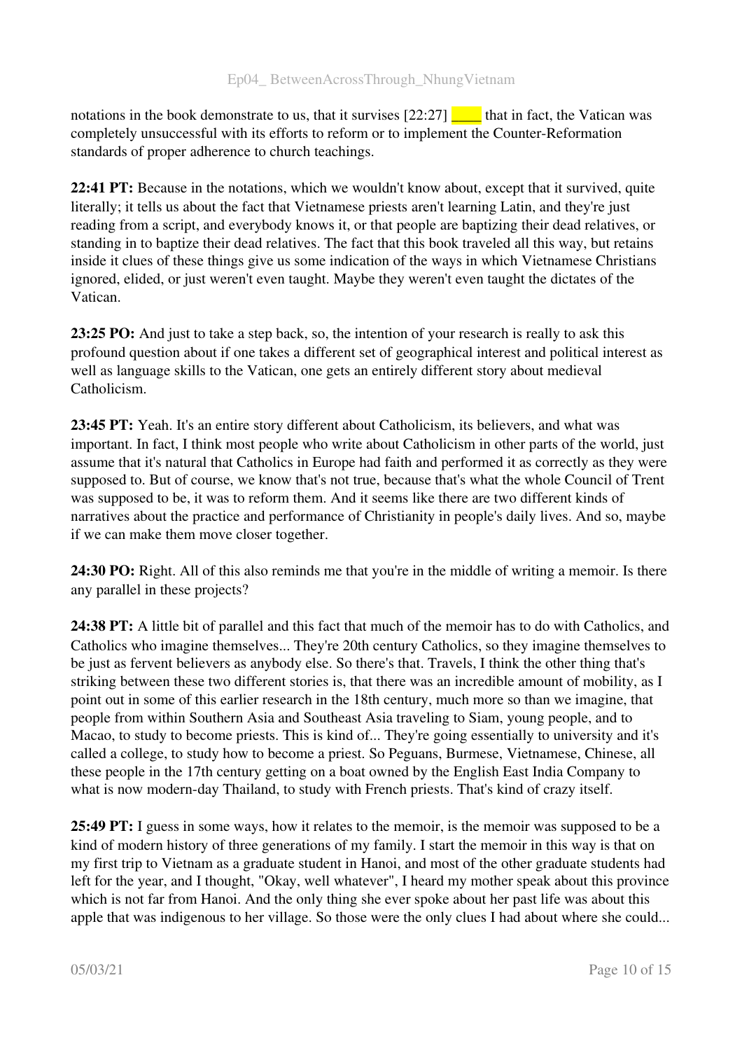notations in the book demonstrate to us, that it survises [22:27] ____ that in fact, the Vatican was completely unsuccessful with its efforts to reform or to implement the Counter-Reformation standards of proper adherence to church teachings.

**22:41 PT:** Because in the notations, which we wouldn't know about, except that it survived, quite literally; it tells us about the fact that Vietnamese priests aren't learning Latin, and they're just reading from a script, and everybody knows it, or that people are baptizing their dead relatives, or standing in to baptize their dead relatives. The fact that this book traveled all this way, but retains inside it clues of these things give us some indication of the ways in which Vietnamese Christians ignored, elided, or just weren't even taught. Maybe they weren't even taught the dictates of the Vatican.

**23:25 PO:** And just to take a step back, so, the intention of your research is really to ask this profound question about if one takes a different set of geographical interest and political interest as well as language skills to the Vatican, one gets an entirely different story about medieval Catholicism.

**23:45 PT:** Yeah. It's an entire story different about Catholicism, its believers, and what was important. In fact, I think most people who write about Catholicism in other parts of the world, just assume that it's natural that Catholics in Europe had faith and performed it as correctly as they were supposed to. But of course, we know that's not true, because that's what the whole Council of Trent was supposed to be, it was to reform them. And it seems like there are two different kinds of narratives about the practice and performance of Christianity in people's daily lives. And so, maybe if we can make them move closer together.

**24:30 PO:** Right. All of this also reminds me that you're in the middle of writing a memoir. Is there any parallel in these projects?

**24:38 PT:** A little bit of parallel and this fact that much of the memoir has to do with Catholics, and Catholics who imagine themselves... They're 20th century Catholics, so they imagine themselves to be just as fervent believers as anybody else. So there's that. Travels, I think the other thing that's striking between these two different stories is, that there was an incredible amount of mobility, as I point out in some of this earlier research in the 18th century, much more so than we imagine, that people from within Southern Asia and Southeast Asia traveling to Siam, young people, and to Macao, to study to become priests. This is kind of... They're going essentially to university and it's called a college, to study how to become a priest. So Peguans, Burmese, Vietnamese, Chinese, all these people in the 17th century getting on a boat owned by the English East India Company to what is now modern-day Thailand, to study with French priests. That's kind of crazy itself.

**25:49 PT:** I guess in some ways, how it relates to the memoir, is the memoir was supposed to be a kind of modern history of three generations of my family. I start the memoir in this way is that on my first trip to Vietnam as a graduate student in Hanoi, and most of the other graduate students had left for the year, and I thought, "Okay, well whatever", I heard my mother speak about this province which is not far from Hanoi. And the only thing she ever spoke about her past life was about this apple that was indigenous to her village. So those were the only clues I had about where she could...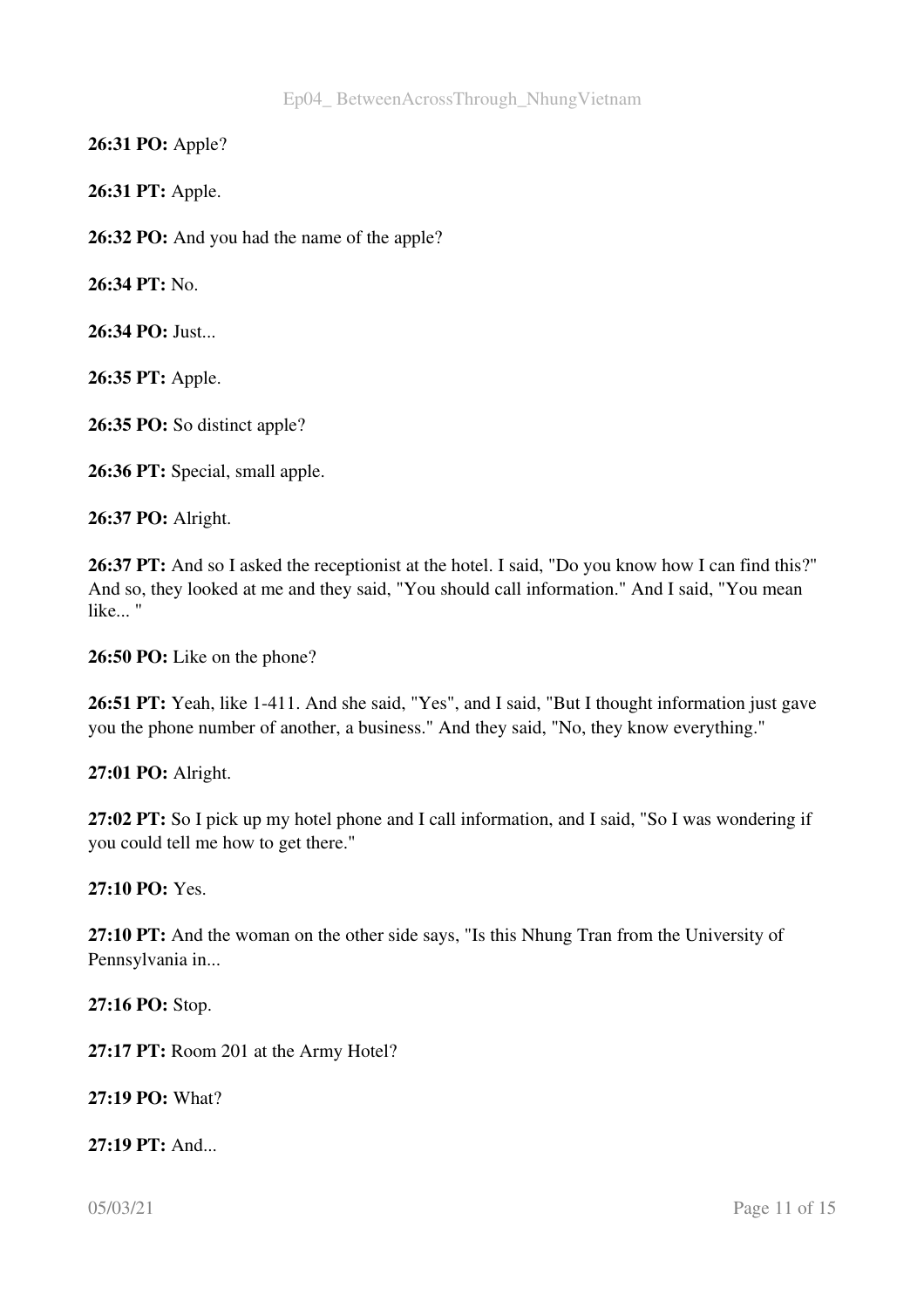**26:31 PO:** Apple?

**26:31 PT:** Apple.

**26:32 PO:** And you had the name of the apple?

**26:34 PT:** No.

**26:34 PO:** Just...

**26:35 PT:** Apple.

**26:35 PO:** So distinct apple?

**26:36 PT:** Special, small apple.

**26:37 PO:** Alright.

**26:37 PT:** And so I asked the receptionist at the hotel. I said, "Do you know how I can find this?" And so, they looked at me and they said, "You should call information." And I said, "You mean like... "

**26:50 PO:** Like on the phone?

**26:51 PT:** Yeah, like 1-411. And she said, "Yes", and I said, "But I thought information just gave you the phone number of another, a business." And they said, "No, they know everything."

**27:01 PO:** Alright.

**27:02 PT:** So I pick up my hotel phone and I call information, and I said, "So I was wondering if you could tell me how to get there."

**27:10 PO:** Yes.

**27:10 PT:** And the woman on the other side says, "Is this Nhung Tran from the University of Pennsylvania in...

**27:16 PO:** Stop.

**27:17 PT:** Room 201 at the Army Hotel?

**27:19 PO:** What?

**27:19 PT:** And...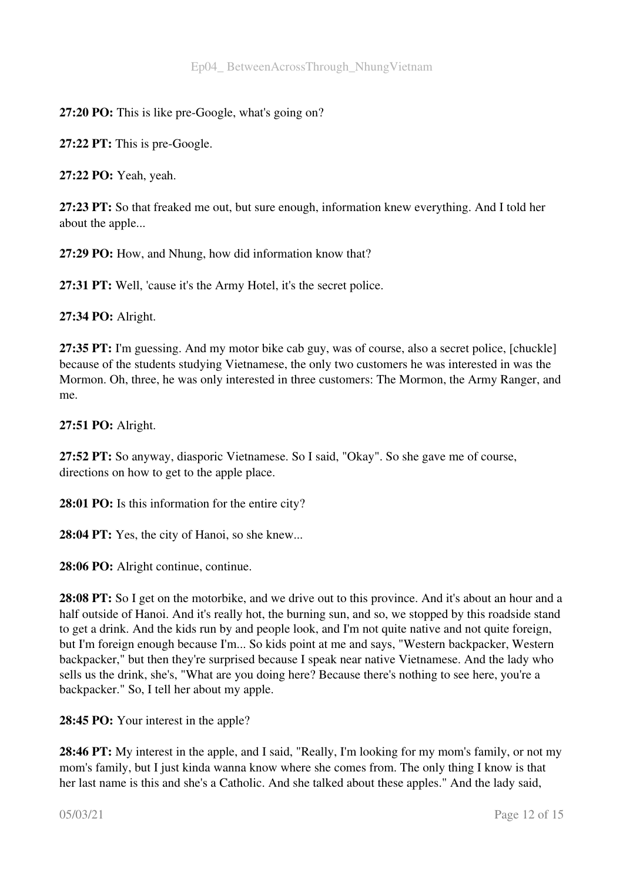**27:20 PO:** This is like pre-Google, what's going on?

**27:22 PT:** This is pre-Google.

**27:22 PO:** Yeah, yeah.

**27:23 PT:** So that freaked me out, but sure enough, information knew everything. And I told her about the apple...

**27:29 PO:** How, and Nhung, how did information know that?

**27:31 PT:** Well, 'cause it's the Army Hotel, it's the secret police.

**27:34 PO:** Alright.

**27:35 PT:** I'm guessing. And my motor bike cab guy, was of course, also a secret police, [chuckle] because of the students studying Vietnamese, the only two customers he was interested in was the Mormon. Oh, three, he was only interested in three customers: The Mormon, the Army Ranger, and me.

**27:51 PO:** Alright.

**27:52 PT:** So anyway, diasporic Vietnamese. So I said, "Okay". So she gave me of course, directions on how to get to the apple place.

**28:01 PO:** Is this information for the entire city?

**28:04 PT:** Yes, the city of Hanoi, so she knew...

**28:06 PO:** Alright continue, continue.

**28:08 PT:** So I get on the motorbike, and we drive out to this province. And it's about an hour and a half outside of Hanoi. And it's really hot, the burning sun, and so, we stopped by this roadside stand to get a drink. And the kids run by and people look, and I'm not quite native and not quite foreign, but I'm foreign enough because I'm... So kids point at me and says, "Western backpacker, Western backpacker," but then they're surprised because I speak near native Vietnamese. And the lady who sells us the drink, she's, "What are you doing here? Because there's nothing to see here, you're a backpacker." So, I tell her about my apple.

**28:45 PO:** Your interest in the apple?

**28:46 PT:** My interest in the apple, and I said, "Really, I'm looking for my mom's family, or not my mom's family, but I just kinda wanna know where she comes from. The only thing I know is that her last name is this and she's a Catholic. And she talked about these apples." And the lady said,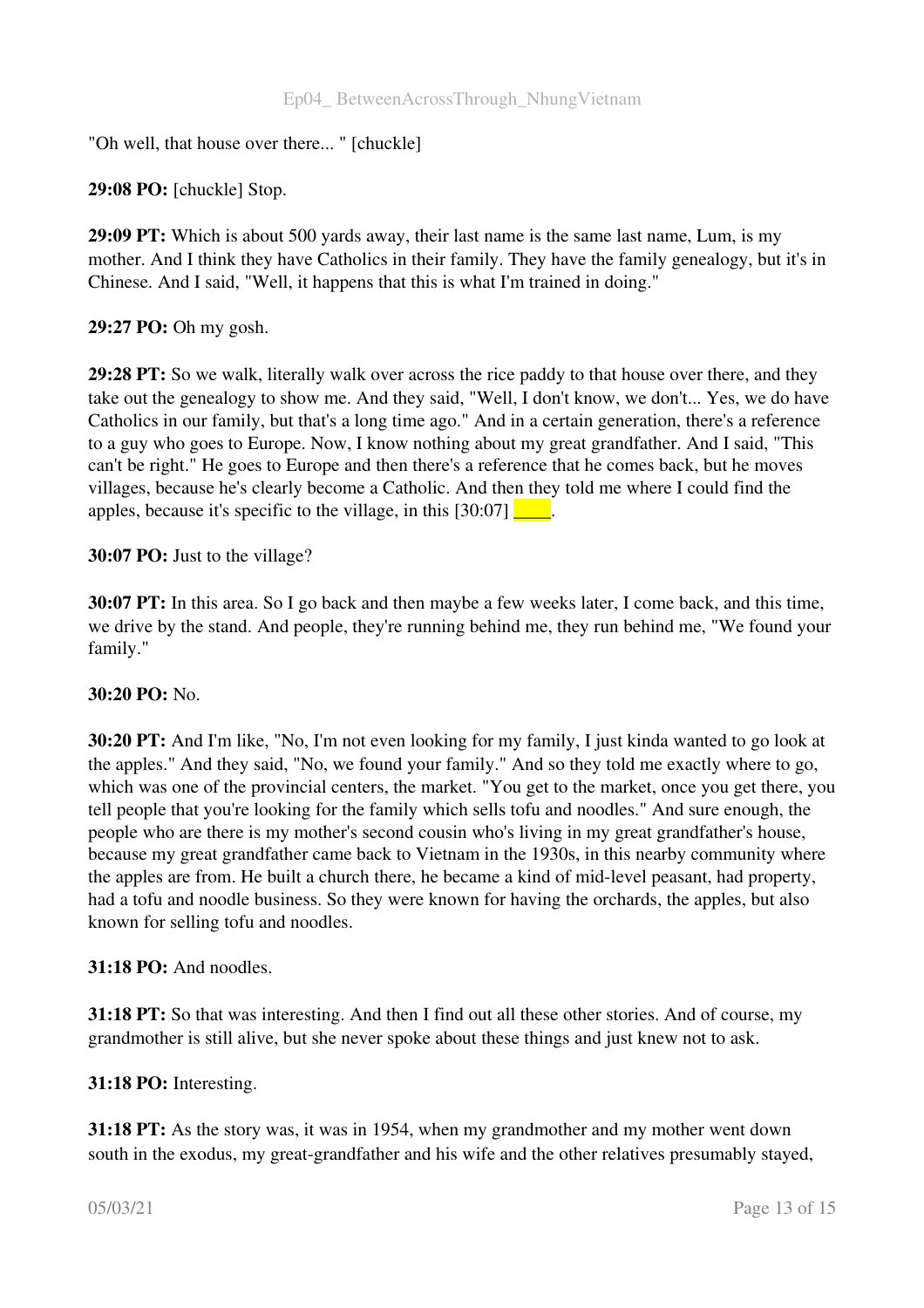"Oh well, that house over there... " [chuckle]

**29:08 PO:** [chuckle] Stop.

**29:09 PT:** Which is about 500 yards away, their last name is the same last name, Lum, is my mother. And I think they have Catholics in their family. They have the family genealogy, but it's in Chinese. And I said, "Well, it happens that this is what I'm trained in doing."

**29:27 PO:** Oh my gosh.

**29:28 PT:** So we walk, literally walk over across the rice paddy to that house over there, and they take out the genealogy to show me. And they said, "Well, I don't know, we don't... Yes, we do have Catholics in our family, but that's a long time ago." And in a certain generation, there's a reference to a guy who goes to Europe. Now, I know nothing about my great grandfather. And I said, "This can't be right." He goes to Europe and then there's a reference that he comes back, but he moves villages, because he's clearly become a Catholic. And then they told me where I could find the apples, because it's specific to the village, in this [30:07] ____.

**30:07 PO:** Just to the village?

**30:07 PT:** In this area. So I go back and then maybe a few weeks later, I come back, and this time, we drive by the stand. And people, they're running behind me, they run behind me, "We found your family."

**30:20 PO:** No.

**30:20 PT:** And I'm like, "No, I'm not even looking for my family, I just kinda wanted to go look at the apples." And they said, "No, we found your family." And so they told me exactly where to go, which was one of the provincial centers, the market. "You get to the market, once you get there, you tell people that you're looking for the family which sells tofu and noodles." And sure enough, the people who are there is my mother's second cousin who's living in my great grandfather's house, because my great grandfather came back to Vietnam in the 1930s, in this nearby community where the apples are from. He built a church there, he became a kind of mid-level peasant, had property, had a tofu and noodle business. So they were known for having the orchards, the apples, but also known for selling tofu and noodles.

**31:18 PO:** And noodles.

**31:18 PT:** So that was interesting. And then I find out all these other stories. And of course, my grandmother is still alive, but she never spoke about these things and just knew not to ask.

**31:18 PO:** Interesting.

**31:18 PT:** As the story was, it was in 1954, when my grandmother and my mother went down south in the exodus, my great-grandfather and his wife and the other relatives presumably stayed,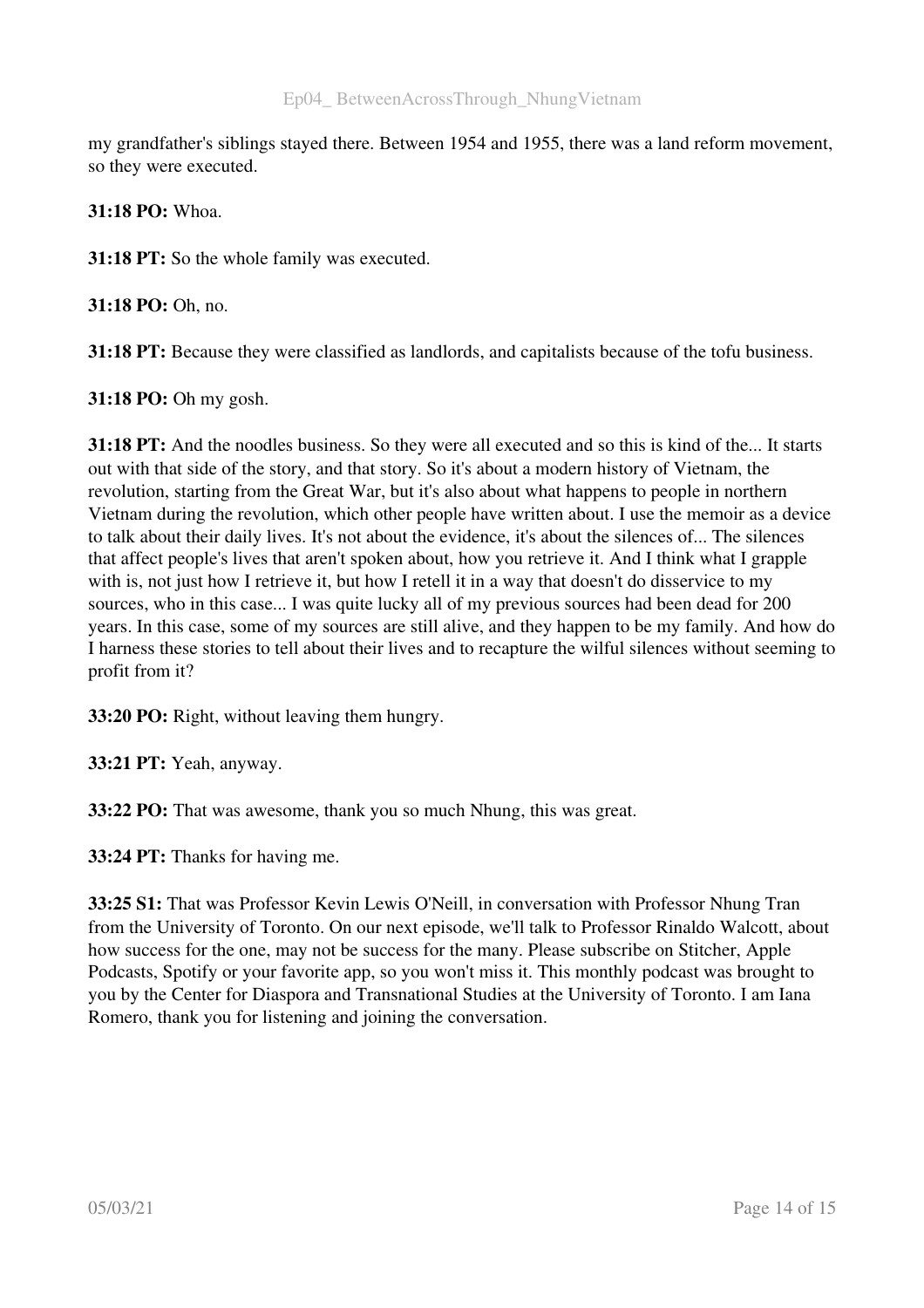my grandfather's siblings stayed there. Between 1954 and 1955, there was a land reform movement, so they were executed.

**31:18 PO:** Whoa.

**31:18 PT:** So the whole family was executed.

**31:18 PO:** Oh, no.

**31:18 PT:** Because they were classified as landlords, and capitalists because of the tofu business.

**31:18 PO:** Oh my gosh.

**31:18 PT:** And the noodles business. So they were all executed and so this is kind of the... It starts out with that side of the story, and that story. So it's about a modern history of Vietnam, the revolution, starting from the Great War, but it's also about what happens to people in northern Vietnam during the revolution, which other people have written about. I use the memoir as a device to talk about their daily lives. It's not about the evidence, it's about the silences of... The silences that affect people's lives that aren't spoken about, how you retrieve it. And I think what I grapple with is, not just how I retrieve it, but how I retell it in a way that doesn't do disservice to my sources, who in this case... I was quite lucky all of my previous sources had been dead for 200 years. In this case, some of my sources are still alive, and they happen to be my family. And how do I harness these stories to tell about their lives and to recapture the wilful silences without seeming to profit from it?

**33:20 PO:** Right, without leaving them hungry.

**33:21 PT:** Yeah, anyway.

**33:22 PO:** That was awesome, thank you so much Nhung, this was great.

**33:24 PT:** Thanks for having me.

**33:25 S1:** That was Professor Kevin Lewis O'Neill, in conversation with Professor Nhung Tran from the University of Toronto. On our next episode, we'll talk to Professor Rinaldo Walcott, about how success for the one, may not be success for the many. Please subscribe on Stitcher, Apple Podcasts, Spotify or your favorite app, so you won't miss it. This monthly podcast was brought to you by the Center for Diaspora and Transnational Studies at the University of Toronto. I am Iana Romero, thank you for listening and joining the conversation.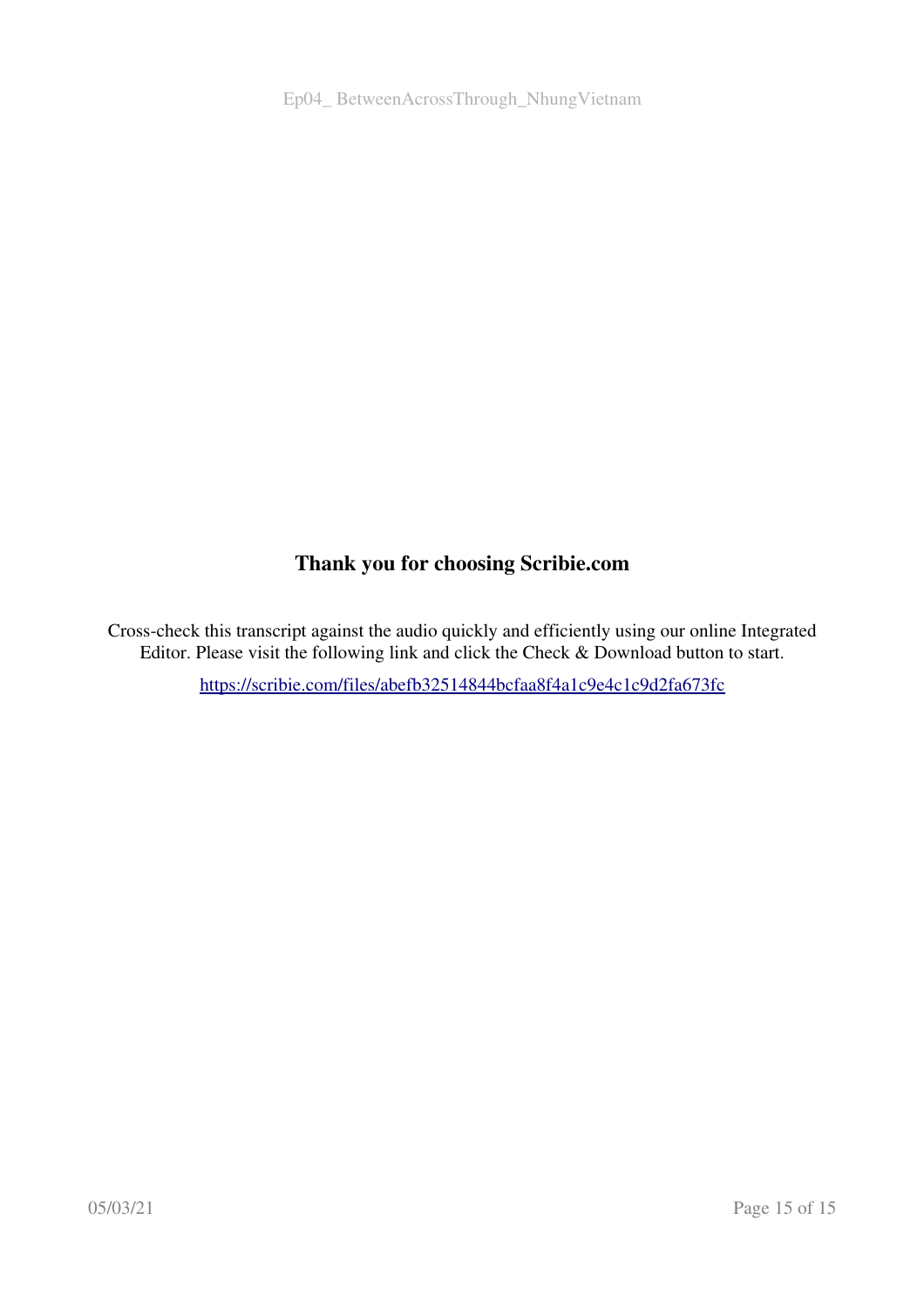**Thank you for choosing Scribie.com**

Cross-check this transcript against the audio quickly and efficiently using our online Integrated Editor. Please visit the following link and click the Check & Download button to start.

https://scribie.com/files/abefb32514844bcfaa8f4a1c9e4c1c9d2fa673fc